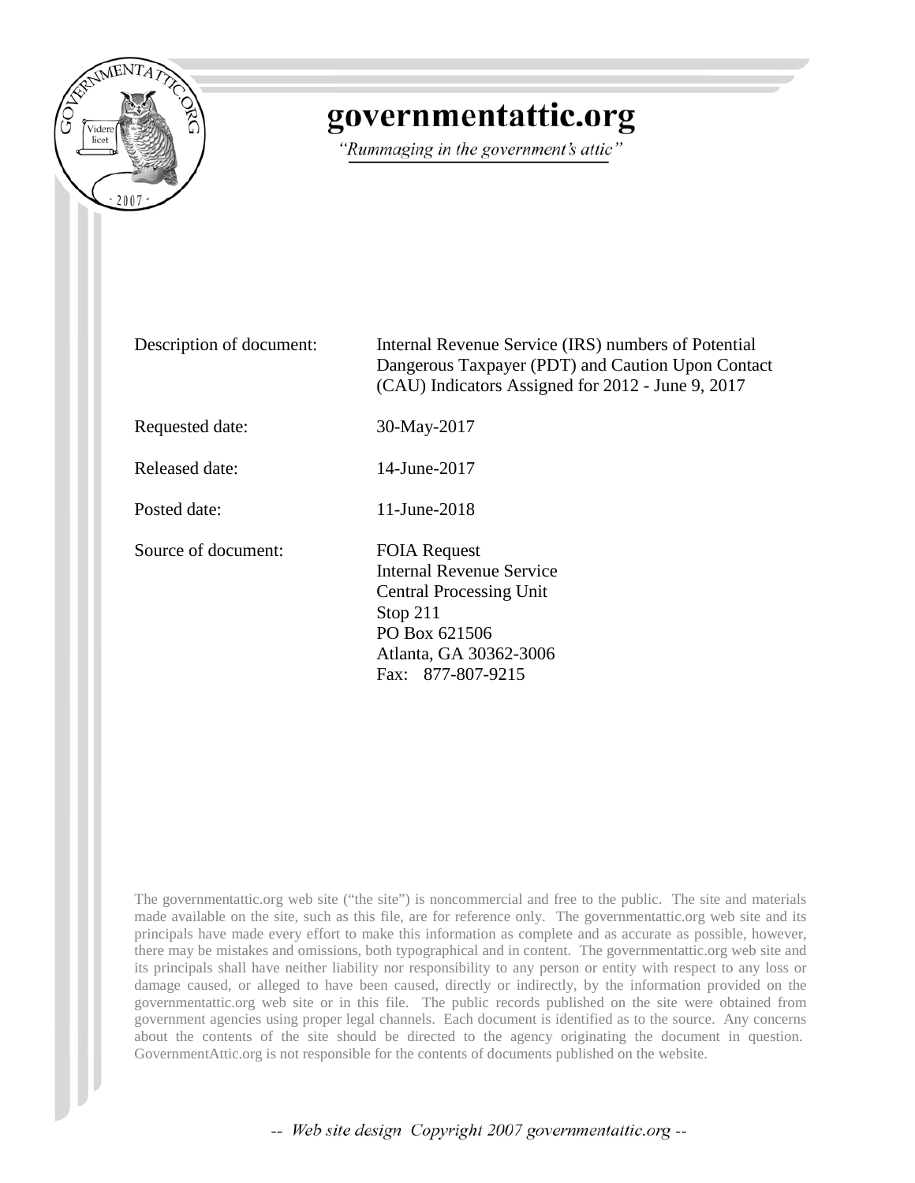# governmentattic.org

*"Rummaging in the government's attic"*

| | |
|---|---|
| Description of document: | Internal Revenue Service (IRS) numbers of Potential Dangerous Taxpayer (PDT) and Caution Upon Contact (CAU) Indicators Assigned for 2012 - June 9, 2017 |
| Requested date: | 30-May-2017 |
| Released date: | 14-June-2017 |
| Posted date: | 11-June-2018 |
| Source of document: | FOIA Request<br>Internal Revenue Service<br>Central Processing Unit<br>Stop 211<br>PO Box 621506<br>Atlanta, GA 30362-3006<br>Fax: 877-807-9215 |

The governmentattic.org web site ("the site") is noncommercial and free to the public. The site and materials made available on the site, such as this file, are for reference only. The governmentattic.org web site and its principals have made every effort to make this information as complete and as accurate as possible, however, there may be mistakes and omissions, both typographical and in content. The governmentattic.org web site and its principals shall have neither liability nor responsibility to any person or entity with respect to any loss or damage caused, or alleged to have been caused, directly or indirectly, by the information provided on the governmentattic.org web site or in this file. The public records published on the site were obtained from government agencies using proper legal channels. Each document is identified as to the source. Any concerns about the contents of the site should be directed to the agency originating the document in question. GovernmentAttic.org is not responsible for the contents of documents published on the website.

*-- Web site design Copyright 2007 governmentattic.org --*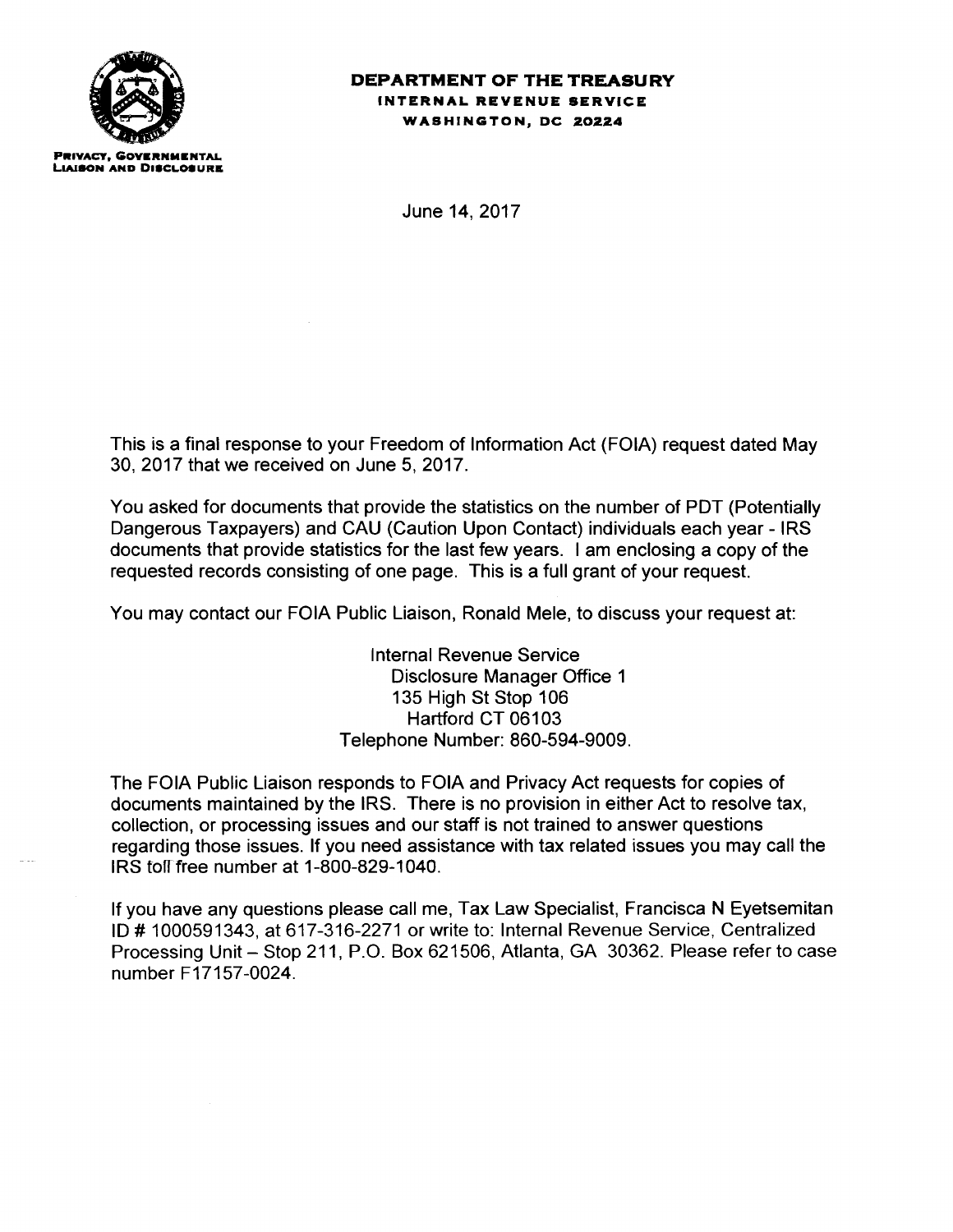**DEPARTMENT OF THE TREASURY**
**INTERNAL REVENUE SERVICE**
**WASHINGTON, DC 20224**

**PRIVACY, GOVERNMENTAL LIAISON AND DISCLOSURE**

June 14, 2017

This is a final response to your Freedom of Information Act (FOIA) request dated May 30, 2017 that we received on June 5, 2017.

You asked for documents that provide the statistics on the number of PDT (Potentially Dangerous Taxpayers) and CAU (Caution Upon Contact) individuals each year - IRS documents that provide statistics for the last few years. I am enclosing a copy of the requested records consisting of one page. This is a full grant of your request.

You may contact our FOIA Public Liaison, Ronald Mele, to discuss your request at:

Internal Revenue Service
Disclosure Manager Office 1
135 High St Stop 106
Hartford CT 06103
Telephone Number: 860-594-9009.

The FOIA Public Liaison responds to FOIA and Privacy Act requests for copies of documents maintained by the IRS. There is no provision in either Act to resolve tax, collection, or processing issues and our staff is not trained to answer questions regarding those issues. If you need assistance with tax related issues you may call the IRS toll free number at 1-800-829-1040.

If you have any questions please call me, Tax Law Specialist, Francisca N Eyetsemitan ID # 1000591343, at 617-316-2271 or write to: Internal Revenue Service, Centralized Processing Unit – Stop 211, P.O. Box 621506, Atlanta, GA 30362. Please refer to case number F17157-0024.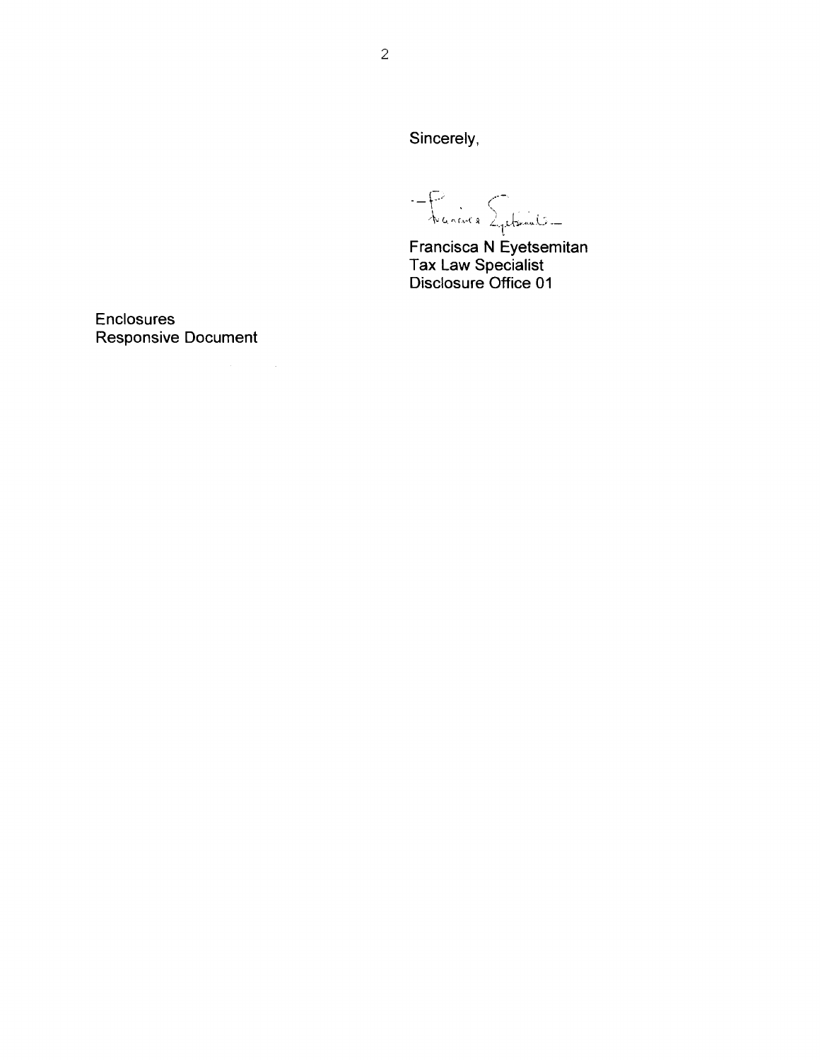Sincerely,

Francisca N Eyetsemitan
Tax Law Specialist
Disclosure Office 01

Enclosures
Responsive Document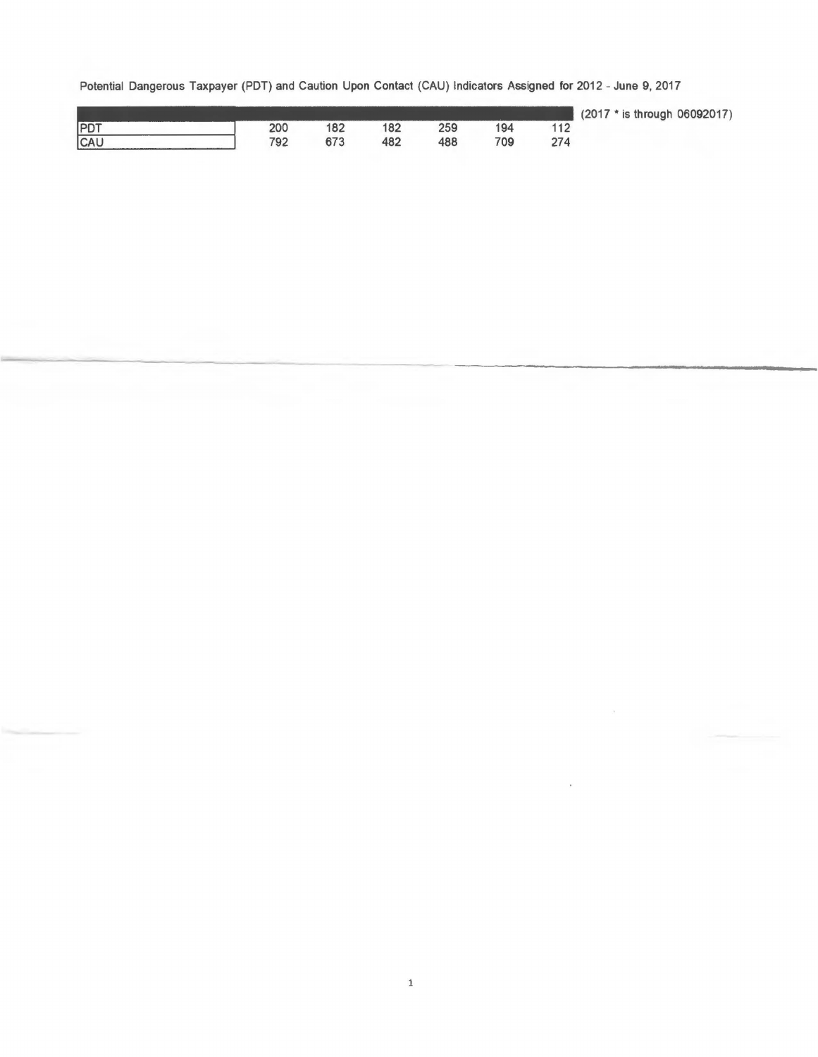Potential Dangerous Taxpayer (PDT) and Caution Upon Contact (CAU) Indicators Assigned for 2012 - June 9, 2017

| | | | | | | | |
|---|---|---|---|---|---|---|---|
| PDT | 200 | 182 | 182 | 259 | 194 | 112 | |
| CAU | 792 | 673 | 482 | 488 | 709 | 274 | |

(2017 * is through 06092017)